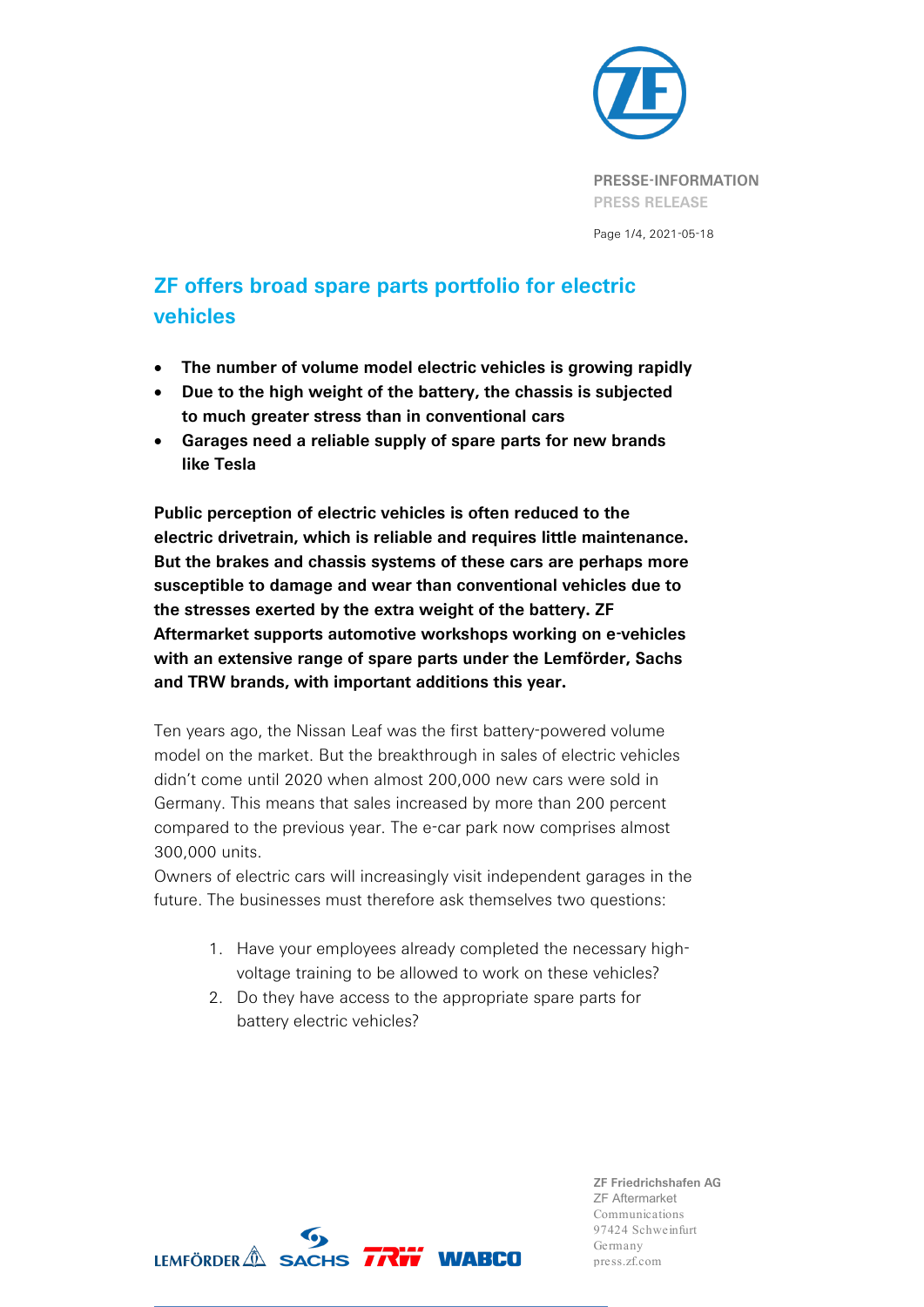# ZF offers broad spare parts portfolio for electric vehicles

- **The number of volume model electric vehicles is growing rapidly**
- **Due to the high weight of the battery, the chassis is subjected to much greater stress than in conventional cars**
- **Garages need a reliable supply of spare parts for new brands like Tesla**

**Public perception of electric vehicles is often reduced to the electric drivetrain, which is reliable and requires little maintenance. But the brakes and chassis systems of these cars are perhaps more susceptible to damage and wear than conventional vehicles due to the stresses exerted by the extra weight of the battery. ZF Aftermarket supports automotive workshops working on e-vehicles with an extensive range of spare parts under the Lemförder, Sachs and TRW brands, with important additions this year.**

Ten years ago, the Nissan Leaf was the first battery-powered volume model on the market. But the breakthrough in sales of electric vehicles didn't come until 2020 when almost 200,000 new cars were sold in Germany. This means that sales increased by more than 200 percent compared to the previous year. The e-car park now comprises almost 300,000 units.

Owners of electric cars will increasingly visit independent garages in the future. The businesses must therefore ask themselves two questions:

1. Have your employees already completed the necessary high-voltage training to be allowed to work on these vehicles?
2. Do they have access to the appropriate spare parts for battery electric vehicles?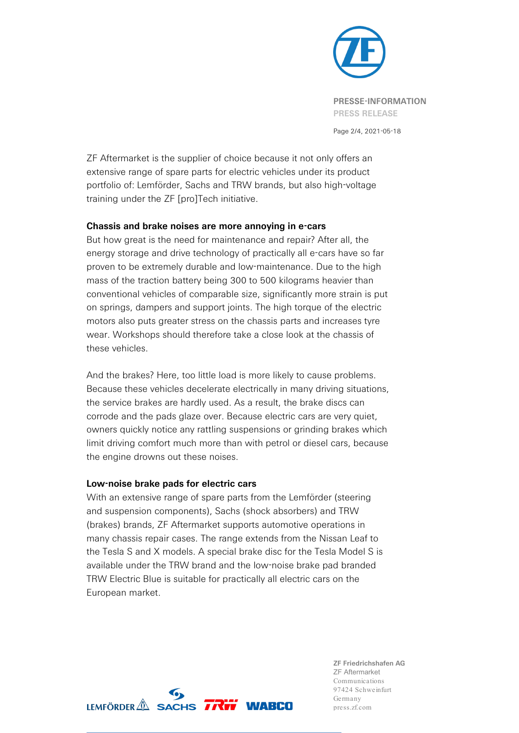ZF Aftermarket is the supplier of choice because it not only offers an extensive range of spare parts for electric vehicles under its product portfolio of: Lemförder, Sachs and TRW brands, but also high-voltage training under the ZF [pro]Tech initiative.

**Chassis and brake noises are more annoying in e-cars**

But how great is the need for maintenance and repair? After all, the energy storage and drive technology of practically all e-cars have so far proven to be extremely durable and low-maintenance. Due to the high mass of the traction battery being 300 to 500 kilograms heavier than conventional vehicles of comparable size, significantly more strain is put on springs, dampers and support joints. The high torque of the electric motors also puts greater stress on the chassis parts and increases tyre wear. Workshops should therefore take a close look at the chassis of these vehicles.

And the brakes? Here, too little load is more likely to cause problems. Because these vehicles decelerate electrically in many driving situations, the service brakes are hardly used. As a result, the brake discs can corrode and the pads glaze over. Because electric cars are very quiet, owners quickly notice any rattling suspensions or grinding brakes which limit driving comfort much more than with petrol or diesel cars, because the engine drowns out these noises.

**Low-noise brake pads for electric cars**

With an extensive range of spare parts from the Lemförder (steering and suspension components), Sachs (shock absorbers) and TRW (brakes) brands, ZF Aftermarket supports automotive operations in many chassis repair cases. The range extends from the Nissan Leaf to the Tesla S and X models. A special brake disc for the Tesla Model S is available under the TRW brand and the low-noise brake pad branded TRW Electric Blue is suitable for practically all electric cars on the European market.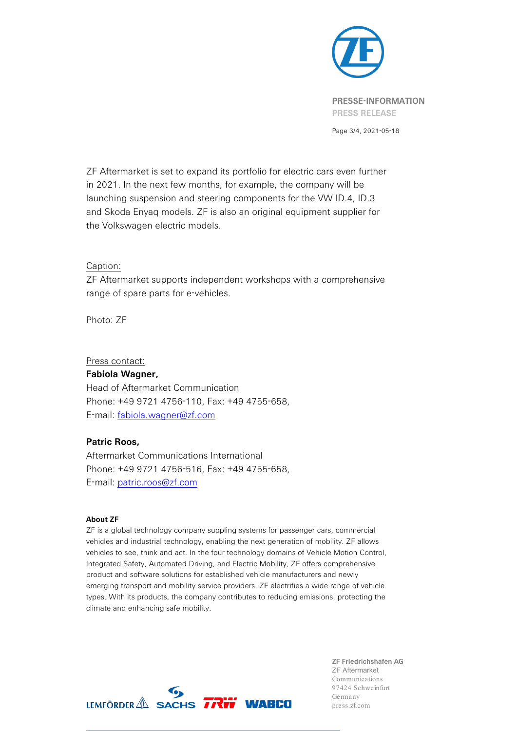ZF Aftermarket is set to expand its portfolio for electric cars even further in 2021. In the next few months, for example, the company will be launching suspension and steering components for the VW ID.4, ID.3 and Skoda Enyaq models. ZF is also an original equipment supplier for the Volkswagen electric models.

Caption:
ZF Aftermarket supports independent workshops with a comprehensive range of spare parts for e-vehicles.

Photo: ZF

Press contact:
**Fabiola Wagner,**
Head of Aftermarket Communication
Phone: +49 9721 4756-110, Fax: +49 4755-658,
E-mail: fabiola.wagner@zf.com

**Patric Roos,**
Aftermarket Communications International
Phone: +49 9721 4756-516, Fax: +49 4755-658,
E-mail: patric.roos@zf.com

**About ZF**
ZF is a global technology company suppling systems for passenger cars, commercial vehicles and industrial technology, enabling the next generation of mobility. ZF allows vehicles to see, think and act. In the four technology domains of Vehicle Motion Control, Integrated Safety, Automated Driving, and Electric Mobility, ZF offers comprehensive product and software solutions for established vehicle manufacturers and newly emerging transport and mobility service providers. ZF electrifies a wide range of vehicle types. With its products, the company contributes to reducing emissions, protecting the climate and enhancing safe mobility.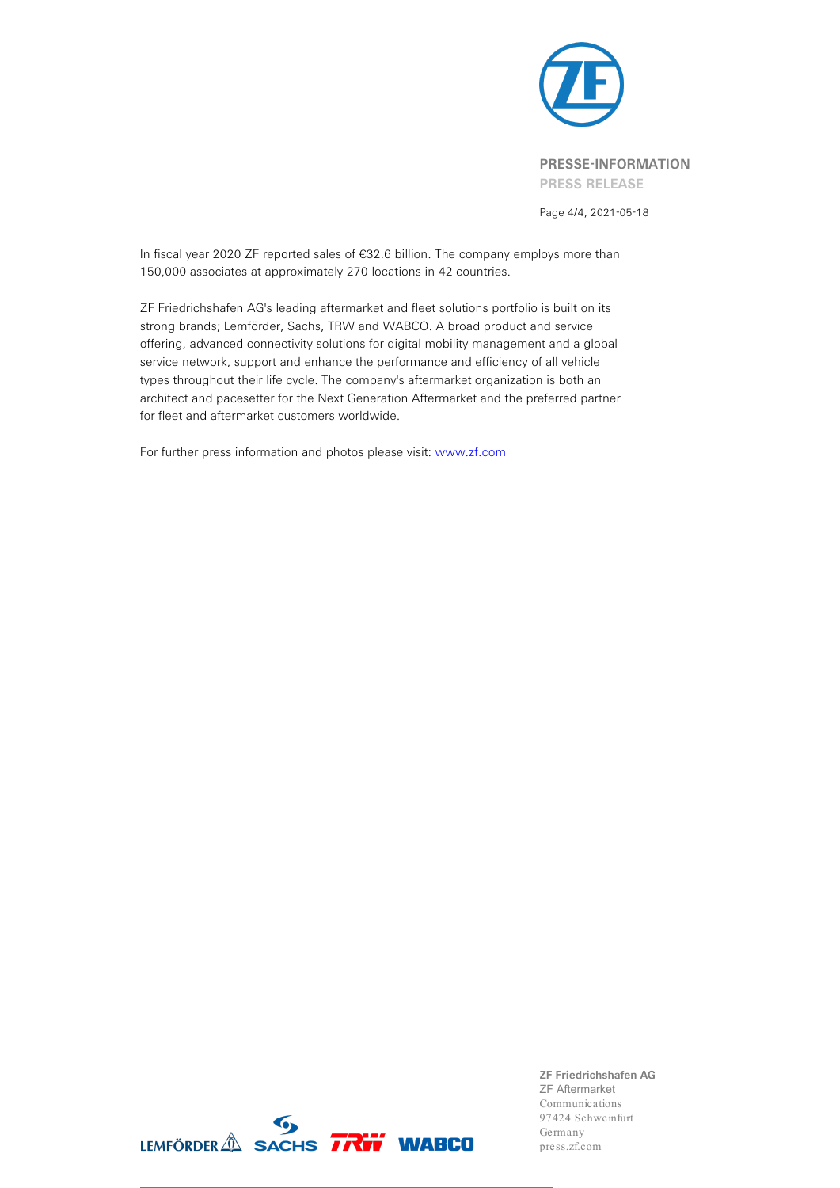In fiscal year 2020 ZF reported sales of €32.6 billion. The company employs more than 150,000 associates at approximately 270 locations in 42 countries.

ZF Friedrichshafen AG's leading aftermarket and fleet solutions portfolio is built on its strong brands; Lemförder, Sachs, TRW and WABCO. A broad product and service offering, advanced connectivity solutions for digital mobility management and a global service network, support and enhance the performance and efficiency of all vehicle types throughout their life cycle. The company's aftermarket organization is both an architect and pacesetter for the Next Generation Aftermarket and the preferred partner for fleet and aftermarket customers worldwide.

For further press information and photos please visit: www.zf.com

**ZF Friedrichshafen AG**
ZF Aftermarket
Communications
97424 Schweinfurt
Germany
press.zf.com